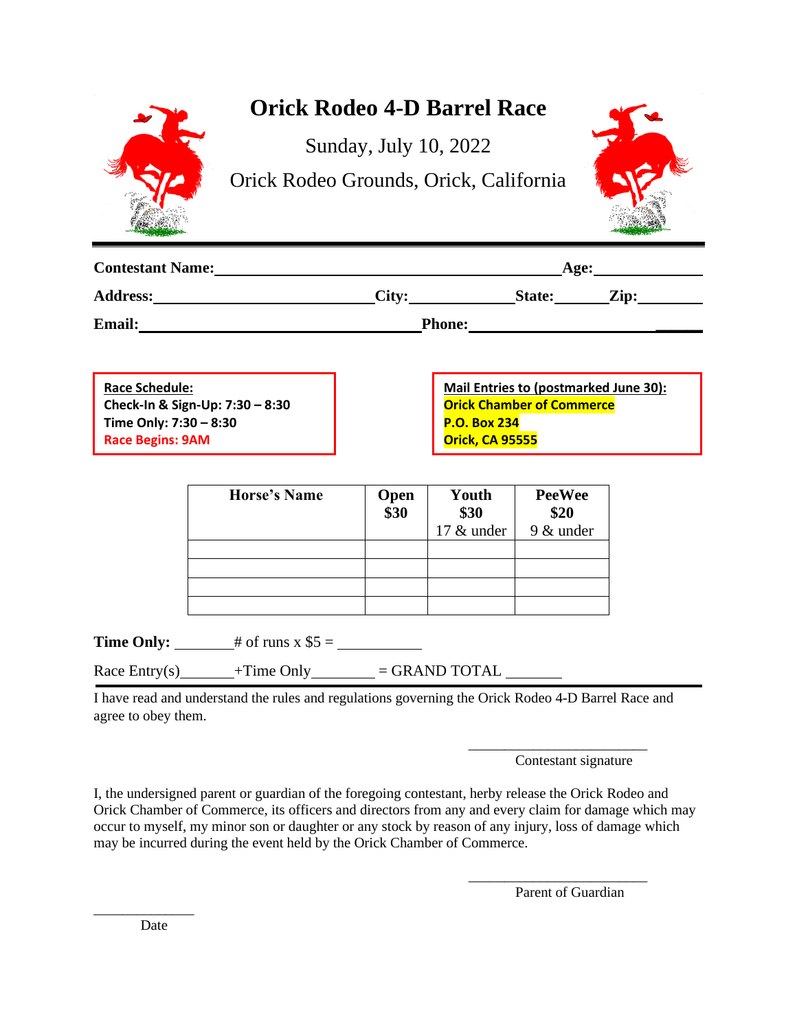# Orick Rodeo 4-D Barrel Race

Sunday, July 10, 2022

Orick Rodeo Grounds, Orick, California

**Contestant Name:** ______________________________ **Age:** __________

**Address:** ____________________ **City:** __________ **State:** ______ **Zip:** ______

**Email:** ____________________________ **Phone:** ____________________

**Race Schedule:**
**Check-In & Sign-Up: 7:30 – 8:30**
**Time Only: 7:30 – 8:30**
**Race Begins: 9AM**

**Mail Entries to (postmarked June 30):**
**Orick Chamber of Commerce**
**P.O. Box 234**
**Orick, CA 95555**

| **Horse's Name** | **Open $30** | **Youth $30** 17 & under | **PeeWee $20** 9 & under |
|---|---|---|---|
| | | | |
| | | | |
| | | | |
| | | | |

**Time Only:** ________ # of runs x $5 = ___________

Race Entry(s)_______ +Time Only________ = GRAND TOTAL _______

I have read and understand the rules and regulations governing the Orick Rodeo 4-D Barrel Race and agree to obey them.

_________________________
Contestant signature

I, the undersigned parent or guardian of the foregoing contestant, herby release the Orick Rodeo and Orick Chamber of Commerce, its officers and directors from any and every claim for damage which may occur to myself, my minor son or daughter or any stock by reason of any injury, loss of damage which may be incurred during the event held by the Orick Chamber of Commerce.

_________________________
Parent of Guardian

______________
Date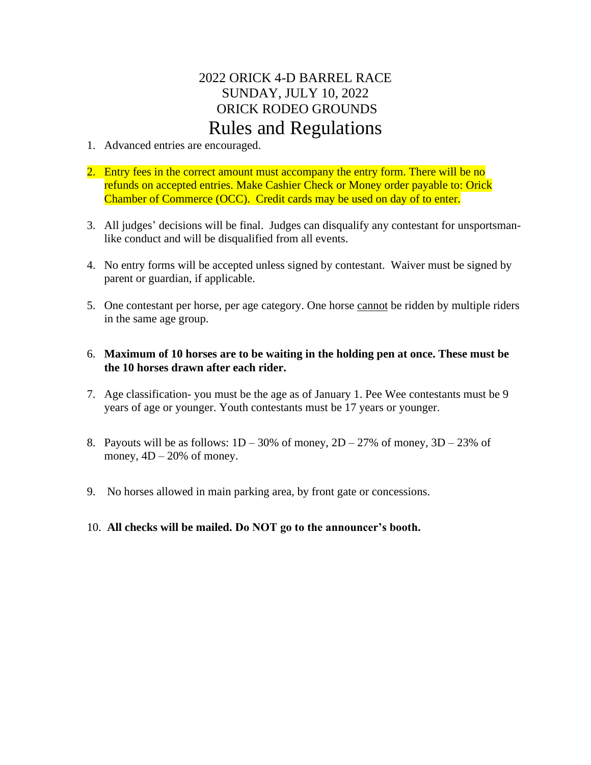2022 ORICK 4-D BARREL RACE
SUNDAY, JULY 10, 2022
ORICK RODEO GROUNDS

# Rules and Regulations

1. Advanced entries are encouraged.

2. Entry fees in the correct amount must accompany the entry form. There will be no refunds on accepted entries. Make Cashier Check or Money order payable to: Orick Chamber of Commerce (OCC). Credit cards may be used on day of to enter.

3. All judges' decisions will be final. Judges can disqualify any contestant for unsportsman-like conduct and will be disqualified from all events.

4. No entry forms will be accepted unless signed by contestant. Waiver must be signed by parent or guardian, if applicable.

5. One contestant per horse, per age category. One horse cannot be ridden by multiple riders in the same age group.

6. **Maximum of 10 horses are to be waiting in the holding pen at once. These must be the 10 horses drawn after each rider.**

7. Age classification- you must be the age as of January 1. Pee Wee contestants must be 9 years of age or younger. Youth contestants must be 17 years or younger.

8. Payouts will be as follows: 1D – 30% of money, 2D – 27% of money, 3D – 23% of money, 4D – 20% of money.

9. No horses allowed in main parking area, by front gate or concessions.

10. **All checks will be mailed. Do NOT go to the announcer's booth.**